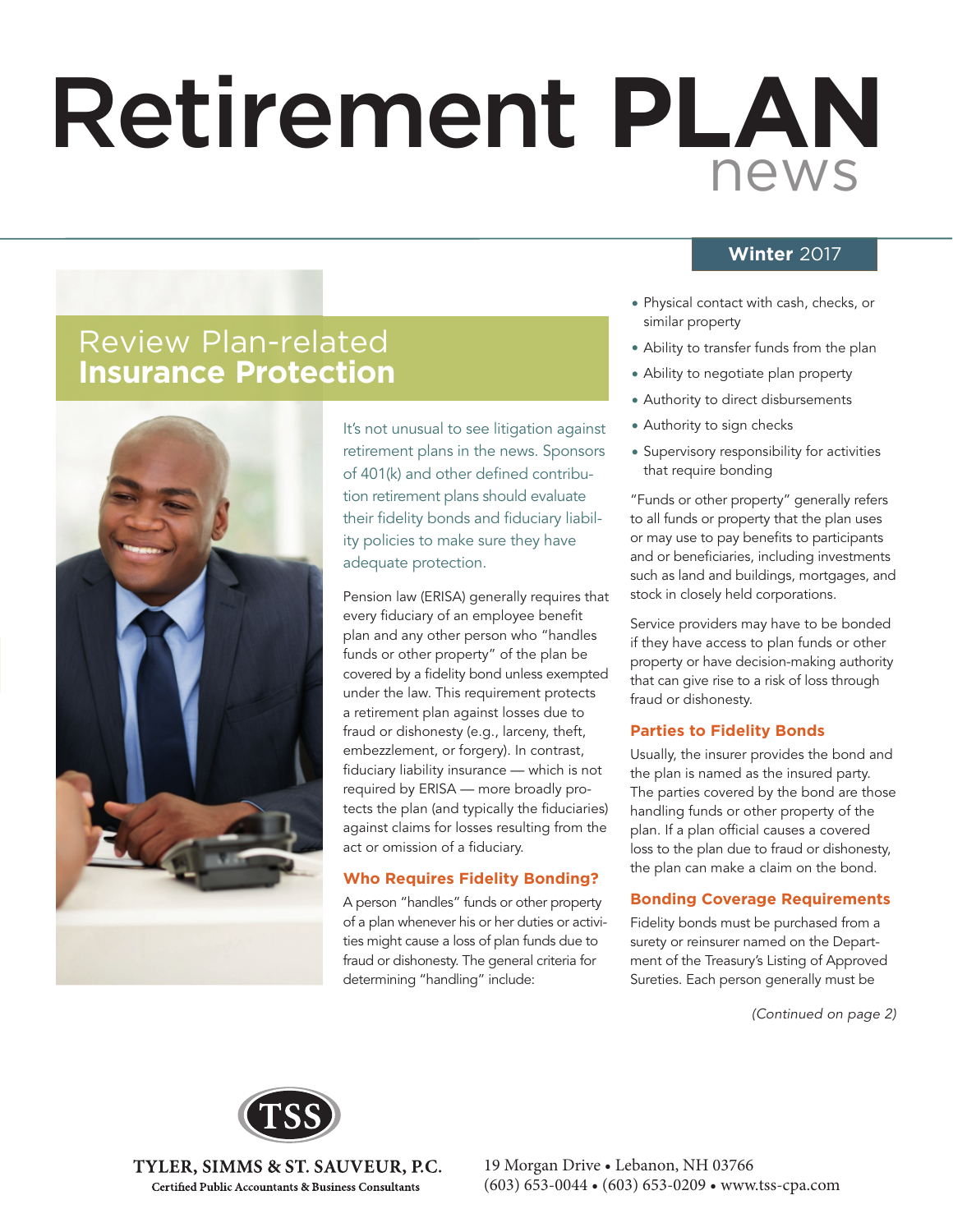# Retirement PLAN news

**Winter** 2017

## Review Plan-related **Insurance Protection**

It's not unusual to see litigation against retirement plans in the news. Sponsors of 401(k) and other defined contribution retirement plans should evaluate their fidelity bonds and fiduciary liability policies to make sure they have adequate protection.

Pension law (ERISA) generally requires that every fiduciary of an employee benefit plan and any other person who "handles funds or other property" of the plan be covered by a fidelity bond unless exempted under the law. This requirement protects a retirement plan against losses due to fraud or dishonesty (e.g., larceny, theft, embezzlement, or forgery). In contrast, fiduciary liability insurance — which is not required by ERISA — more broadly protects the plan (and typically the fiduciaries) against claims for losses resulting from the act or omission of a fiduciary.

### Who Requires Fidelity Bonding?

A person "handles" funds or other property of a plan whenever his or her duties or activities might cause a loss of plan funds due to fraud or dishonesty. The general criteria for determining "handling" include:

- Physical contact with cash, checks, or similar property
- Ability to transfer funds from the plan
- Ability to negotiate plan property
- Authority to direct disbursements
- Authority to sign checks
- Supervisory responsibility for activities that require bonding

"Funds or other property" generally refers to all funds or property that the plan uses or may use to pay benefits to participants and or beneficiaries, including investments such as land and buildings, mortgages, and stock in closely held corporations.

Service providers may have to be bonded if they have access to plan funds or other property or have decision-making authority that can give rise to a risk of loss through fraud or dishonesty.

### Parties to Fidelity Bonds

Usually, the insurer provides the bond and the plan is named as the insured party. The parties covered by the bond are those handling funds or other property of the plan. If a plan official causes a covered loss to the plan due to fraud or dishonesty, the plan can make a claim on the bond.

### Bonding Coverage Requirements

Fidelity bonds must be purchased from a surety or reinsurer named on the Department of the Treasury's Listing of Approved Sureties. Each person generally must be

*(Continued on page 2)*

TSS

TYLER, SIMMS & ST. SAUVEUR, P.C.
Certified Public Accountants & Business Consultants

19 Morgan Drive • Lebanon, NH 03766
(603) 653-0044 • (603) 653-0209 • www.tss-cpa.com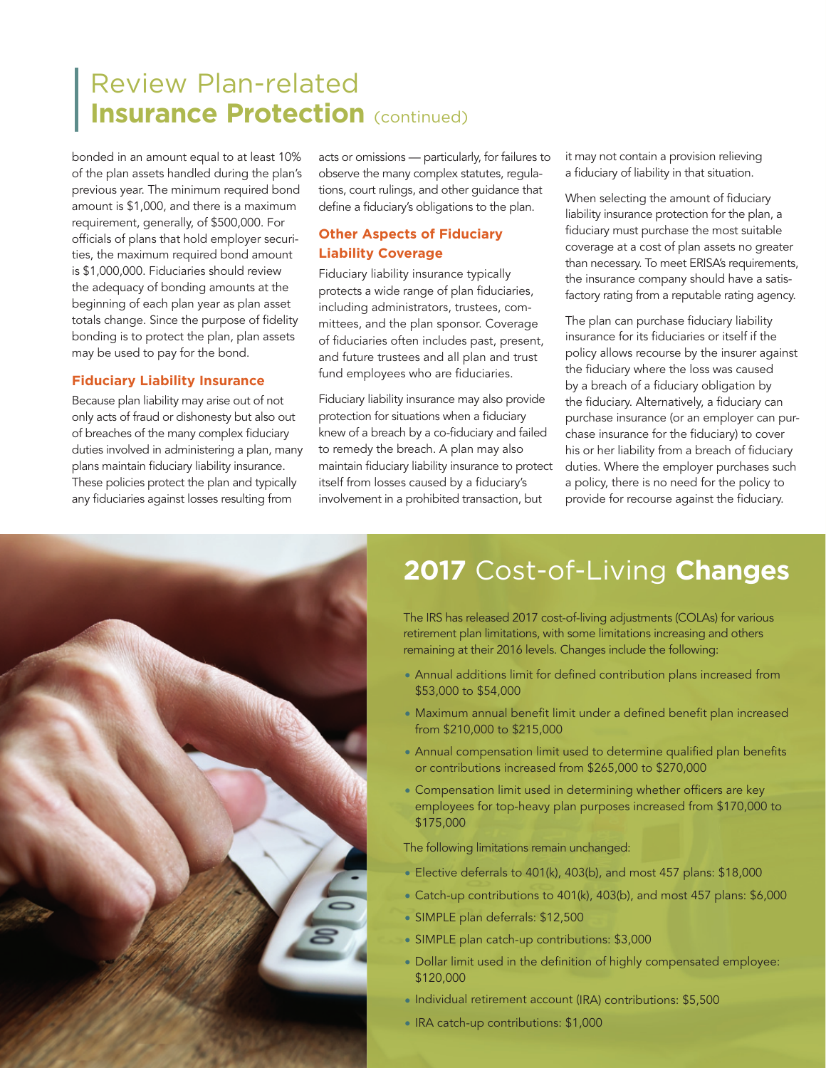# Review Plan-related **Insurance Protection** (continued)

bonded in an amount equal to at least 10% of the plan assets handled during the plan's previous year. The minimum required bond amount is $1,000, and there is a maximum requirement, generally, of $500,000. For officials of plans that hold employer securities, the maximum required bond amount is $1,000,000. Fiduciaries should review the adequacy of bonding amounts at the beginning of each plan year as plan asset totals change. Since the purpose of fidelity bonding is to protect the plan, plan assets may be used to pay for the bond.

### Fiduciary Liability Insurance

Because plan liability may arise out of not only acts of fraud or dishonesty but also out of breaches of the many complex fiduciary duties involved in administering a plan, many plans maintain fiduciary liability insurance. These policies protect the plan and typically any fiduciaries against losses resulting from acts or omissions — particularly, for failures to observe the many complex statutes, regulations, court rulings, and other guidance that define a fiduciary's obligations to the plan.

### Other Aspects of Fiduciary Liability Coverage

Fiduciary liability insurance typically protects a wide range of plan fiduciaries, including administrators, trustees, committees, and the plan sponsor. Coverage of fiduciaries often includes past, present, and future trustees and all plan and trust fund employees who are fiduciaries.

Fiduciary liability insurance may also provide protection for situations when a fiduciary knew of a breach by a co-fiduciary and failed to remedy the breach. A plan may also maintain fiduciary liability insurance to protect itself from losses caused by a fiduciary's involvement in a prohibited transaction, but it may not contain a provision relieving a fiduciary of liability in that situation.

When selecting the amount of fiduciary liability insurance protection for the plan, a fiduciary must purchase the most suitable coverage at a cost of plan assets no greater than necessary. To meet ERISA's requirements, the insurance company should have a satisfactory rating from a reputable rating agency.

The plan can purchase fiduciary liability insurance for its fiduciaries or itself if the policy allows recourse by the insurer against the fiduciary where the loss was caused by a breach of a fiduciary obligation by the fiduciary. Alternatively, a fiduciary can purchase insurance (or an employer can purchase insurance for the fiduciary) to cover his or her liability from a breach of fiduciary duties. Where the employer purchases such a policy, there is no need for the policy to provide for recourse against the fiduciary.

## **2017** Cost-of-Living **Changes**

The IRS has released 2017 cost-of-living adjustments (COLAs) for various retirement plan limitations, with some limitations increasing and others remaining at their 2016 levels. Changes include the following:

- Annual additions limit for defined contribution plans increased from $53,000 to $54,000
- Maximum annual benefit limit under a defined benefit plan increased from $210,000 to $215,000
- Annual compensation limit used to determine qualified plan benefits or contributions increased from $265,000 to $270,000
- Compensation limit used in determining whether officers are key employees for top-heavy plan purposes increased from $170,000 to $175,000

The following limitations remain unchanged:

- Elective deferrals to 401(k), 403(b), and most 457 plans: $18,000
- Catch-up contributions to 401(k), 403(b), and most 457 plans: $6,000
- SIMPLE plan deferrals: $12,500
- SIMPLE plan catch-up contributions: $3,000
- Dollar limit used in the definition of highly compensated employee: $120,000
- Individual retirement account (IRA) contributions: $5,500
- IRA catch-up contributions: $1,000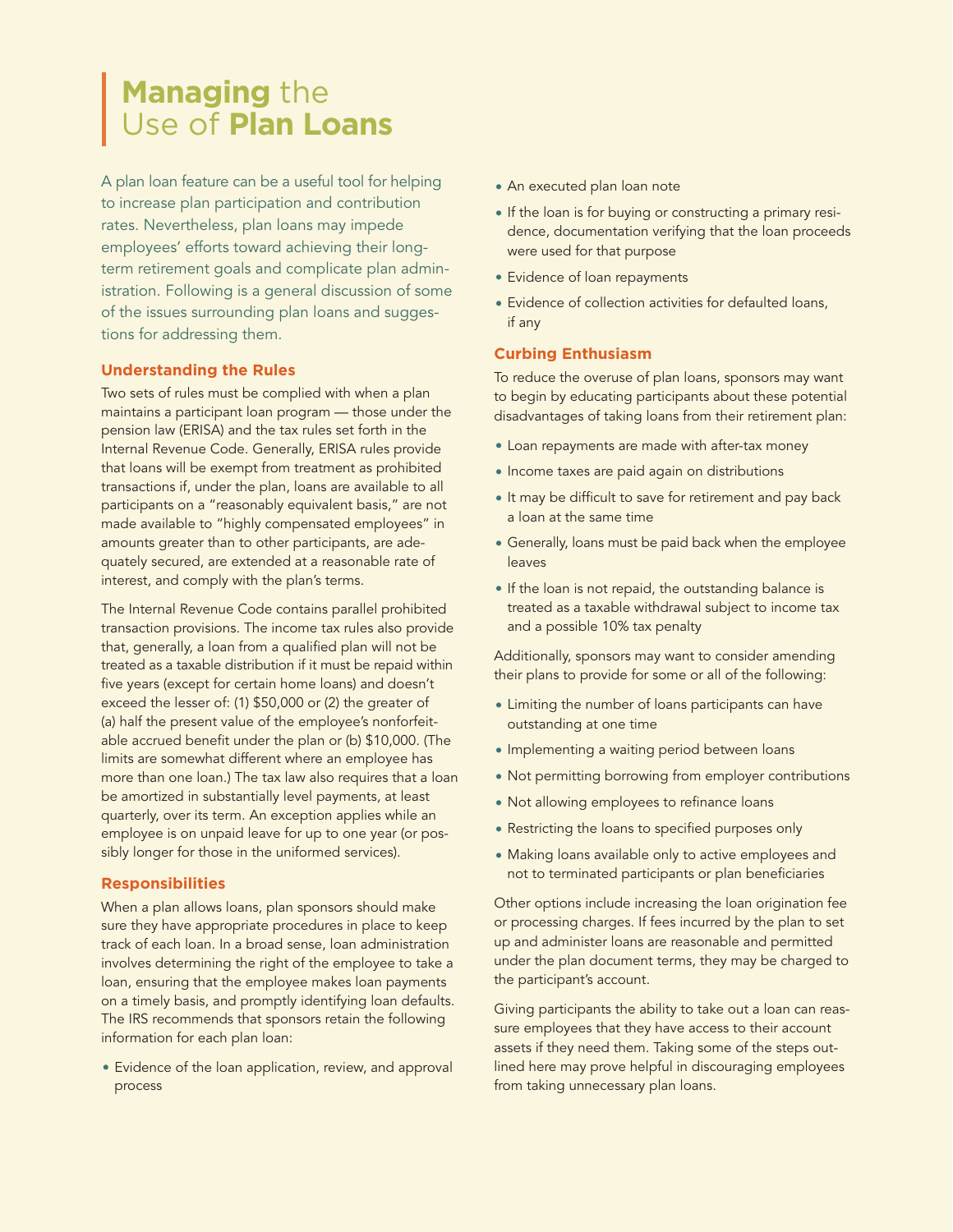# **Managing** the Use of **Plan Loans**

A plan loan feature can be a useful tool for helping to increase plan participation and contribution rates. Nevertheless, plan loans may impede employees' efforts toward achieving their long-term retirement goals and complicate plan administration. Following is a general discussion of some of the issues surrounding plan loans and suggestions for addressing them.

## Understanding the Rules

Two sets of rules must be complied with when a plan maintains a participant loan program — those under the pension law (ERISA) and the tax rules set forth in the Internal Revenue Code. Generally, ERISA rules provide that loans will be exempt from treatment as prohibited transactions if, under the plan, loans are available to all participants on a "reasonably equivalent basis," are not made available to "highly compensated employees" in amounts greater than to other participants, are adequately secured, are extended at a reasonable rate of interest, and comply with the plan's terms.

The Internal Revenue Code contains parallel prohibited transaction provisions. The income tax rules also provide that, generally, a loan from a qualified plan will not be treated as a taxable distribution if it must be repaid within five years (except for certain home loans) and doesn't exceed the lesser of: (1) $50,000 or (2) the greater of (a) half the present value of the employee's nonforfeitable accrued benefit under the plan or (b) $10,000. (The limits are somewhat different where an employee has more than one loan.) The tax law also requires that a loan be amortized in substantially level payments, at least quarterly, over its term. An exception applies while an employee is on unpaid leave for up to one year (or possibly longer for those in the uniformed services).

## Responsibilities

When a plan allows loans, plan sponsors should make sure they have appropriate procedures in place to keep track of each loan. In a broad sense, loan administration involves determining the right of the employee to take a loan, ensuring that the employee makes loan payments on a timely basis, and promptly identifying loan defaults. The IRS recommends that sponsors retain the following information for each plan loan:

- Evidence of the loan application, review, and approval process
- An executed plan loan note
- If the loan is for buying or constructing a primary residence, documentation verifying that the loan proceeds were used for that purpose
- Evidence of loan repayments
- Evidence of collection activities for defaulted loans, if any

## Curbing Enthusiasm

To reduce the overuse of plan loans, sponsors may want to begin by educating participants about these potential disadvantages of taking loans from their retirement plan:

- Loan repayments are made with after-tax money
- Income taxes are paid again on distributions
- It may be difficult to save for retirement and pay back a loan at the same time
- Generally, loans must be paid back when the employee leaves
- If the loan is not repaid, the outstanding balance is treated as a taxable withdrawal subject to income tax and a possible 10% tax penalty

Additionally, sponsors may want to consider amending their plans to provide for some or all of the following:

- Limiting the number of loans participants can have outstanding at one time
- Implementing a waiting period between loans
- Not permitting borrowing from employer contributions
- Not allowing employees to refinance loans
- Restricting the loans to specified purposes only
- Making loans available only to active employees and not to terminated participants or plan beneficiaries

Other options include increasing the loan origination fee or processing charges. If fees incurred by the plan to set up and administer loans are reasonable and permitted under the plan document terms, they may be charged to the participant's account.

Giving participants the ability to take out a loan can reassure employees that they have access to their account assets if they need them. Taking some of the steps outlined here may prove helpful in discouraging employees from taking unnecessary plan loans.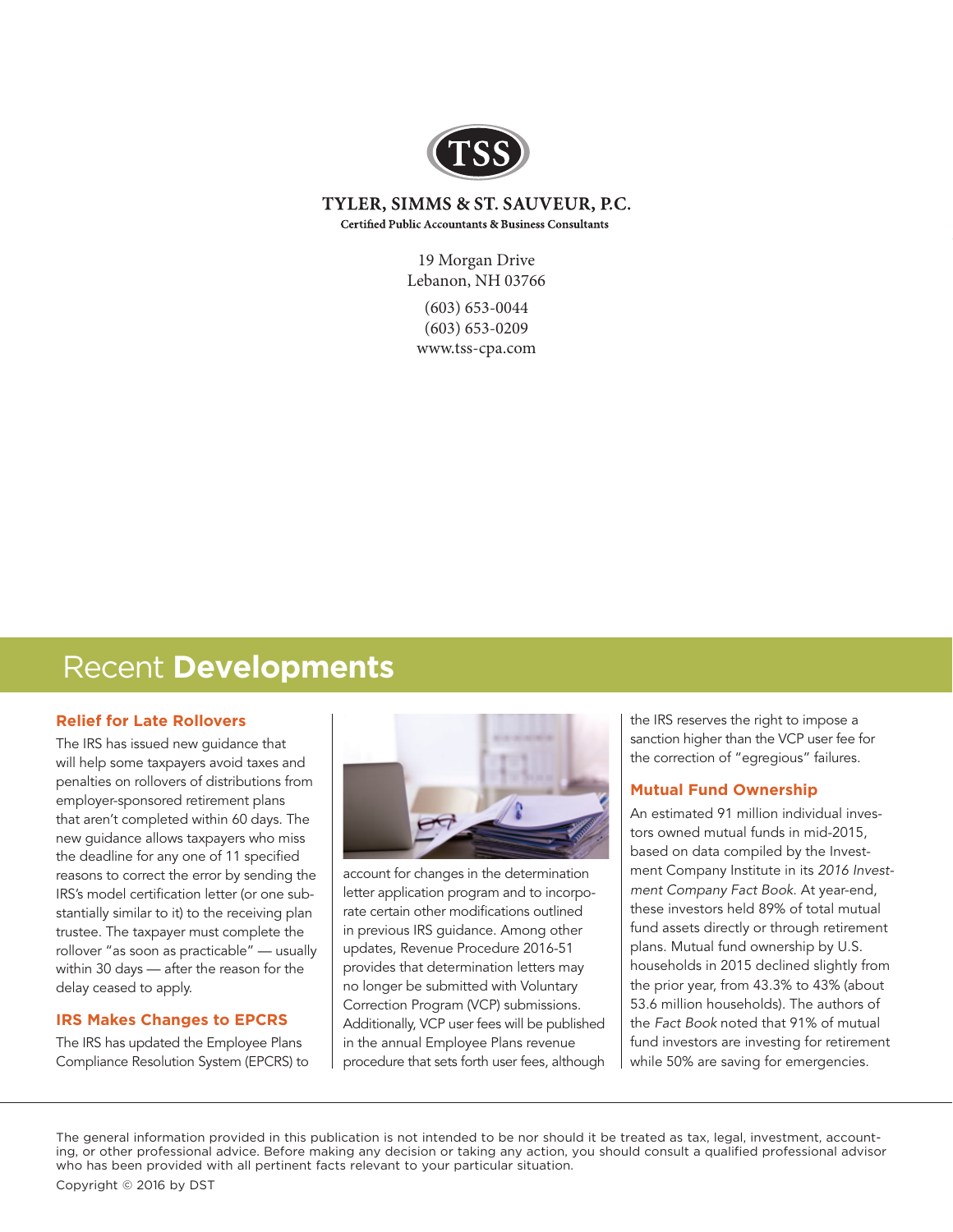TSS

**TYLER, SIMMS & ST. SAUVEUR, P.C.**

Certified Public Accountants & Business Consultants

19 Morgan Drive
Lebanon, NH 03766

(603) 653-0044
(603) 653-0209
www.tss-cpa.com

# Recent **Developments**

### Relief for Late Rollovers

The IRS has issued new guidance that will help some taxpayers avoid taxes and penalties on rollovers of distributions from employer-sponsored retirement plans that aren't completed within 60 days. The new guidance allows taxpayers who miss the deadline for any one of 11 specified reasons to correct the error by sending the IRS's model certification letter (or one substantially similar to it) to the receiving plan trustee. The taxpayer must complete the rollover "as soon as practicable" — usually within 30 days — after the reason for the delay ceased to apply.

### IRS Makes Changes to EPCRS

The IRS has updated the Employee Plans Compliance Resolution System (EPCRS) to account for changes in the determination letter application program and to incorporate certain other modifications outlined in previous IRS guidance. Among other updates, Revenue Procedure 2016-51 provides that determination letters may no longer be submitted with Voluntary Correction Program (VCP) submissions. Additionally, VCP user fees will be published in the annual Employee Plans revenue procedure that sets forth user fees, although the IRS reserves the right to impose a sanction higher than the VCP user fee for the correction of "egregious" failures.

### Mutual Fund Ownership

An estimated 91 million individual investors owned mutual funds in mid-2015, based on data compiled by the Investment Company Institute in its *2016 Investment Company Fact Book*. At year-end, these investors held 89% of total mutual fund assets directly or through retirement plans. Mutual fund ownership by U.S. households in 2015 declined slightly from the prior year, from 43.3% to 43% (about 53.6 million households). The authors of the *Fact Book* noted that 91% of mutual fund investors are investing for retirement while 50% are saving for emergencies.

The general information provided in this publication is not intended to be nor should it be treated as tax, legal, investment, accounting, or other professional advice. Before making any decision or taking any action, you should consult a qualified professional advisor who has been provided with all pertinent facts relevant to your particular situation.

Copyright © 2016 by DST